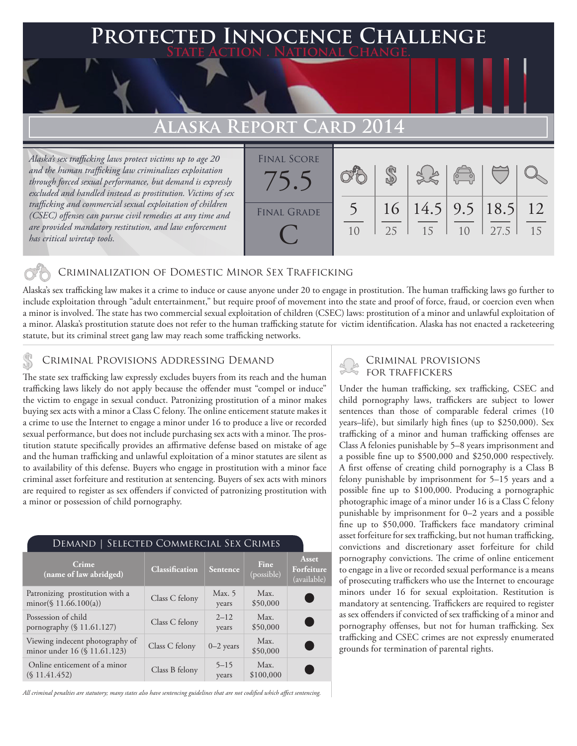# Protected Innocence Challenge

**State Action . National Change.**

## Alaska Report Card 2014

*Alaska's sex trafficking laws protect victims up to age 20 and the human trafficking law criminalizes exploitation through forced sexual performance, but demand is expressly excluded and handled instead as prostitution. Victims of sex trafficking and commercial sexual exploitation of children (CSEC) offenses can pursue civil remedies at any time and are provided mandatory restitution, and law enforcement has critical wiretap tools.*

| Final Score | Final Grade |
|---|---|
| 75.5 | C |

| Criminalization of Domestic Minor Sex Trafficking | Criminal Provisions Addressing Demand | Criminal Provisions for Traffickers | Criminal Provisions for Facilitators | Protective Provisions for the Child Victims | Criminal Justice Tools for Investigation and Prosecution |
|---|---|---|---|---|---|
| 5/10 | 16/25 | 14.5/15 | 9.5/10 | 18.5/27.5 | 12/15 |

## Criminalization of Domestic Minor Sex Trafficking

Alaska's sex trafficking law makes it a crime to induce or cause anyone under 20 to engage in prostitution. The human trafficking laws go further to include exploitation through "adult entertainment," but require proof of movement into the state and proof of force, fraud, or coercion even when a minor is involved. The state has two commercial sexual exploitation of children (CSEC) laws: prostitution of a minor and unlawful exploitation of a minor. Alaska's prostitution statute does not refer to the human trafficking statute for victim identification. Alaska has not enacted a racketeering statute, but its criminal street gang law may reach some trafficking networks.

## Criminal Provisions Addressing Demand

The state sex trafficking law expressly excludes buyers from its reach and the human trafficking laws likely do not apply because the offender must "compel or induce" the victim to engage in sexual conduct. Patronizing prostitution of a minor makes buying sex acts with a minor a Class C felony. The online enticement statute makes it a crime to use the Internet to engage a minor under 16 to produce a live or recorded sexual performance, but does not include purchasing sex acts with a minor. The prostitution statute specifically provides an affirmative defense based on mistake of age and the human trafficking and unlawful exploitation of a minor statutes are silent as to availability of this defense. Buyers who engage in prostitution with a minor face criminal asset forfeiture and restitution at sentencing. Buyers of sex acts with minors are required to register as sex offenders if convicted of patronizing prostitution with a minor or possession of child pornography.

### Demand | Selected Commercial Sex Crimes

| Crime (name of law abridged) | Classification | Sentence | Fine (possible) | Asset Forfeiture (available) |
|---|---|---|---|---|
| Patronizing prostitution with a minor(§ 11.66.100(a)) | Class C felony | Max. 5 years | Max. $50,000 | ● |
| Possession of child pornography (§ 11.61.127) | Class C felony | 2–12 years | Max. $50,000 | ● |
| Viewing indecent photography of minor under 16 (§ 11.61.123) | Class C felony | 0–2 years | Max. $50,000 | ● |
| Online enticement of a minor (§ 11.41.452) | Class B felony | 5–15 years | Max. $100,000 | ● |

*All criminal penalties are statutory; many states also have sentencing guidelines that are not codified which affect sentencing.*

## Criminal Provisions for Traffickers

Under the human trafficking, sex trafficking, CSEC and child pornography laws, traffickers are subject to lower sentences than those of comparable federal crimes (10 years–life), but similarly high fines (up to $250,000). Sex trafficking of a minor and human trafficking offenses are Class A felonies punishable by 5–8 years imprisonment and a possible fine up to $500,000 and $250,000 respectively. A first offense of creating child pornography is a Class B felony punishable by imprisonment for 5–15 years and a possible fine up to $100,000. Producing a pornographic photographic image of a minor under 16 is a Class C felony punishable by imprisonment for 0–2 years and a possible fine up to $50,000. Traffickers face mandatory criminal asset forfeiture for sex trafficking, but not human trafficking, convictions and discretionary asset forfeiture for child pornography convictions. The crime of online enticement to engage in a live or recorded sexual performance is a means of prosecuting traffickers who use the Internet to encourage minors under 16 for sexual exploitation. Restitution is mandatory at sentencing. Traffickers are required to register as sex offenders if convicted of sex trafficking of a minor and pornography offenses, but not for human trafficking. Sex trafficking and CSEC crimes are not expressly enumerated grounds for termination of parental rights.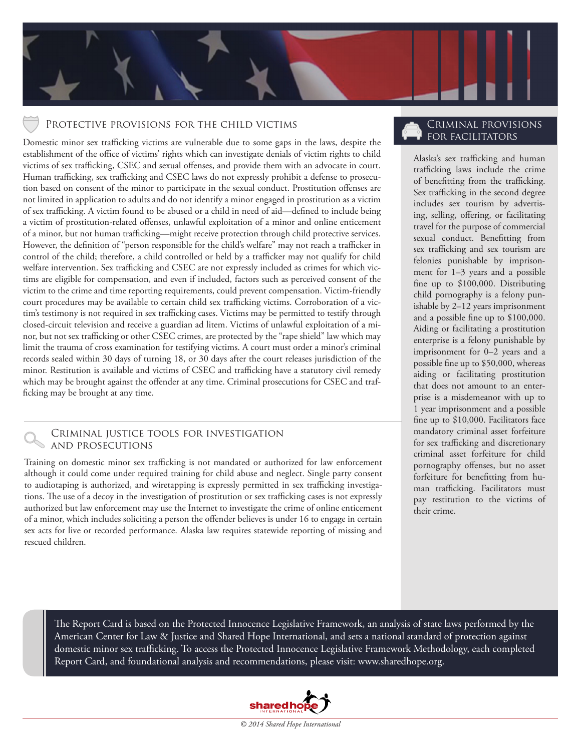## Protective provisions for the child victims

Domestic minor sex trafficking victims are vulnerable due to some gaps in the laws, despite the establishment of the office of victims' rights which can investigate denials of victim rights to child victims of sex trafficking, CSEC and sexual offenses, and provide them with an advocate in court. Human trafficking, sex trafficking and CSEC laws do not expressly prohibit a defense to prosecution based on consent of the minor to participate in the sexual conduct. Prostitution offenses are not limited in application to adults and do not identify a minor engaged in prostitution as a victim of sex trafficking. A victim found to be abused or a child in need of aid—defined to include being a victim of prostitution-related offenses, unlawful exploitation of a minor and online enticement of a minor, but not human trafficking—might receive protection through child protective services. However, the definition of "person responsible for the child's welfare" may not reach a trafficker in control of the child; therefore, a child controlled or held by a trafficker may not qualify for child welfare intervention. Sex trafficking and CSEC are not expressly included as crimes for which victims are eligible for compensation, and even if included, factors such as perceived consent of the victim to the crime and time reporting requirements, could prevent compensation. Victim-friendly court procedures may be available to certain child sex trafficking victims. Corroboration of a victim's testimony is not required in sex trafficking cases. Victims may be permitted to testify through closed-circuit television and receive a guardian ad litem. Victims of unlawful exploitation of a minor, but not sex trafficking or other CSEC crimes, are protected by the "rape shield" law which may limit the trauma of cross examination for testifying victims. A court must order a minor's criminal records sealed within 30 days of turning 18, or 30 days after the court releases jurisdiction of the minor. Restitution is available and victims of CSEC and trafficking have a statutory civil remedy which may be brought against the offender at any time. Criminal prosecutions for CSEC and trafficking may be brought at any time.

## Criminal justice tools for investigation and prosecutions

Training on domestic minor sex trafficking is not mandated or authorized for law enforcement although it could come under required training for child abuse and neglect. Single party consent to audiotaping is authorized, and wiretapping is expressly permitted in sex trafficking investigations. The use of a decoy in the investigation of prostitution or sex trafficking cases is not expressly authorized but law enforcement may use the Internet to investigate the crime of online enticement of a minor, which includes soliciting a person the offender believes is under 16 to engage in certain sex acts for live or recorded performance. Alaska law requires statewide reporting of missing and rescued children.

## Criminal provisions for facilitators

Alaska's sex trafficking and human trafficking laws include the crime of benefitting from the trafficking. Sex trafficking in the second degree includes sex tourism by advertising, selling, offering, or facilitating travel for the purpose of commercial sexual conduct. Benefitting from sex trafficking and sex tourism are felonies punishable by imprisonment for 1–3 years and a possible fine up to $100,000. Distributing child pornography is a felony punishable by 2–12 years imprisonment and a possible fine up to $100,000. Aiding or facilitating a prostitution enterprise is a felony punishable by imprisonment for 0–2 years and a possible fine up to $50,000, whereas aiding or facilitating prostitution that does not amount to an enterprise is a misdemeanor with up to 1 year imprisonment and a possible fine up to $10,000. Facilitators face mandatory criminal asset forfeiture for sex trafficking and discretionary criminal asset forfeiture for child pornography offenses, but no asset forfeiture for benefitting from human trafficking. Facilitators must pay restitution to the victims of their crime.

The Report Card is based on the Protected Innocence Legislative Framework, an analysis of state laws performed by the American Center for Law & Justice and Shared Hope International, and sets a national standard of protection against domestic minor sex trafficking. To access the Protected Innocence Legislative Framework Methodology, each completed Report Card, and foundational analysis and recommendations, please visit: www.sharedhope.org.

shared hope INTERNATIONAL

*© 2014 Shared Hope International*